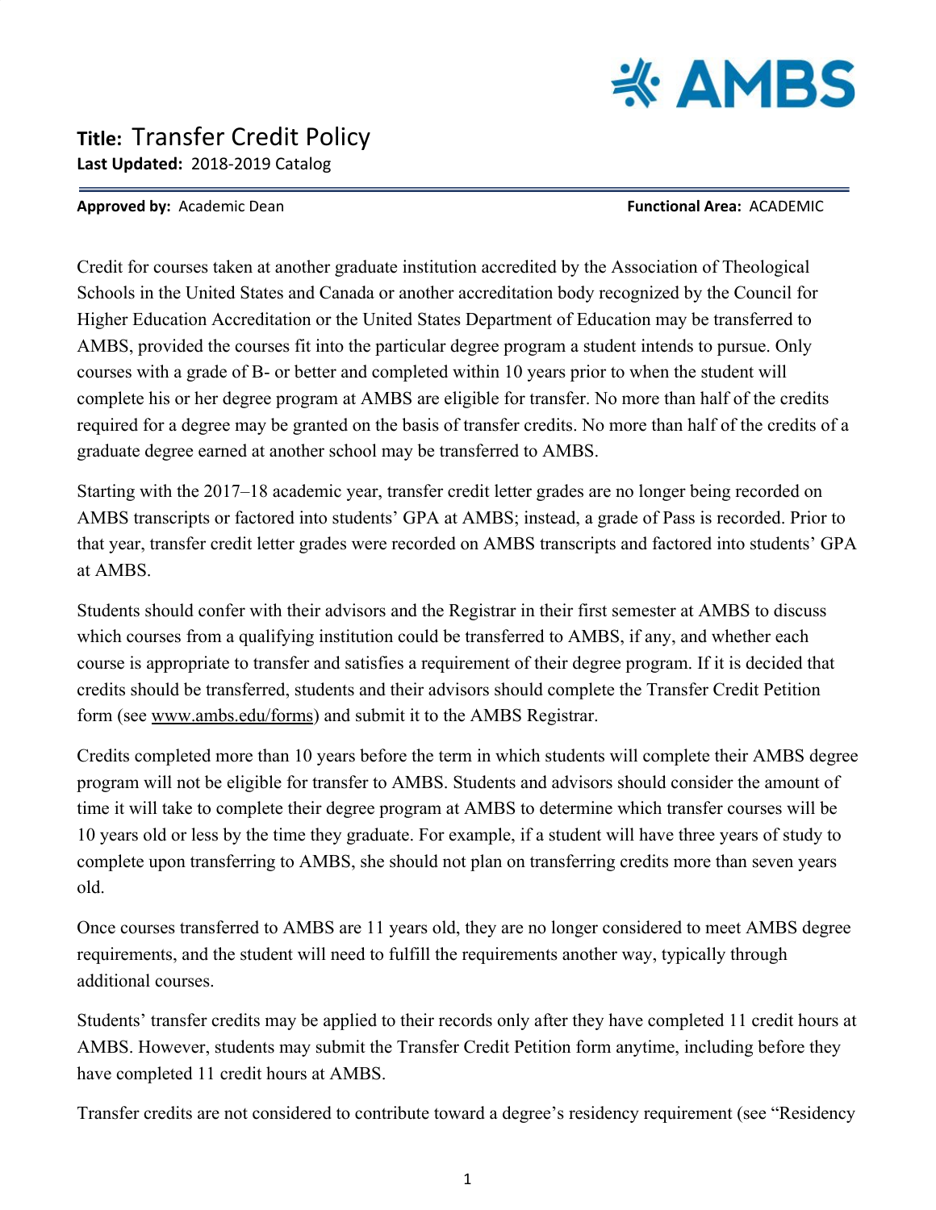# Title: Transfer Credit Policy

**Last Updated:** 2018-2019 Catalog

**Approved by:** Academic Dean **Functional Area:** ACADEMIC

Credit for courses taken at another graduate institution accredited by the Association of Theological Schools in the United States and Canada or another accreditation body recognized by the Council for Higher Education Accreditation or the United States Department of Education may be transferred to AMBS, provided the courses fit into the particular degree program a student intends to pursue. Only courses with a grade of B- or better and completed within 10 years prior to when the student will complete his or her degree program at AMBS are eligible for transfer. No more than half of the credits required for a degree may be granted on the basis of transfer credits. No more than half of the credits of a graduate degree earned at another school may be transferred to AMBS.

Starting with the 2017–18 academic year, transfer credit letter grades are no longer being recorded on AMBS transcripts or factored into students' GPA at AMBS; instead, a grade of Pass is recorded. Prior to that year, transfer credit letter grades were recorded on AMBS transcripts and factored into students' GPA at AMBS.

Students should confer with their advisors and the Registrar in their first semester at AMBS to discuss which courses from a qualifying institution could be transferred to AMBS, if any, and whether each course is appropriate to transfer and satisfies a requirement of their degree program. If it is decided that credits should be transferred, students and their advisors should complete the Transfer Credit Petition form (see www.ambs.edu/forms) and submit it to the AMBS Registrar.

Credits completed more than 10 years before the term in which students will complete their AMBS degree program will not be eligible for transfer to AMBS. Students and advisors should consider the amount of time it will take to complete their degree program at AMBS to determine which transfer courses will be 10 years old or less by the time they graduate. For example, if a student will have three years of study to complete upon transferring to AMBS, she should not plan on transferring credits more than seven years old.

Once courses transferred to AMBS are 11 years old, they are no longer considered to meet AMBS degree requirements, and the student will need to fulfill the requirements another way, typically through additional courses.

Students' transfer credits may be applied to their records only after they have completed 11 credit hours at AMBS. However, students may submit the Transfer Credit Petition form anytime, including before they have completed 11 credit hours at AMBS.

Transfer credits are not considered to contribute toward a degree's residency requirement (see "Residency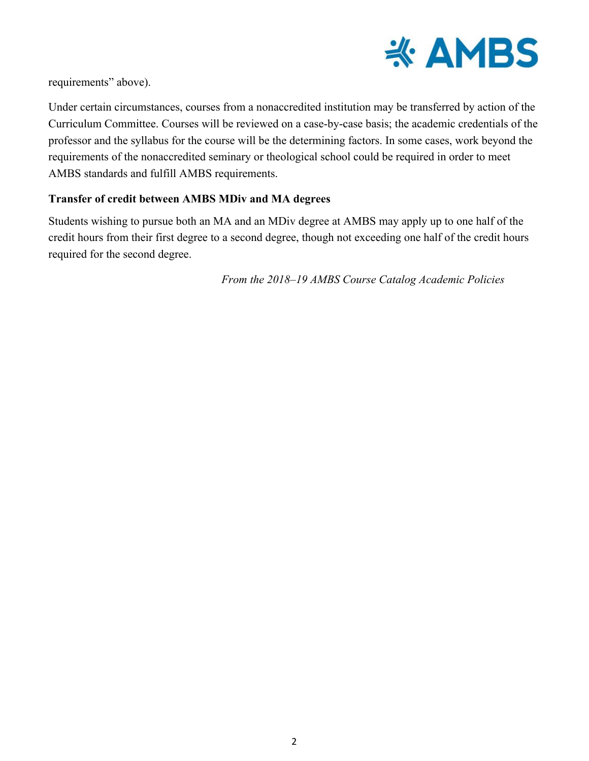requirements" above).

Under certain circumstances, courses from a nonaccredited institution may be transferred by action of the Curriculum Committee. Courses will be reviewed on a case-by-case basis; the academic credentials of the professor and the syllabus for the course will be the determining factors. In some cases, work beyond the requirements of the nonaccredited seminary or theological school could be required in order to meet AMBS standards and fulfill AMBS requirements.

**Transfer of credit between AMBS MDiv and MA degrees**

Students wishing to pursue both an MA and an MDiv degree at AMBS may apply up to one half of the credit hours from their first degree to a second degree, though not exceeding one half of the credit hours required for the second degree.

*From the 2018–19 AMBS Course Catalog Academic Policies*